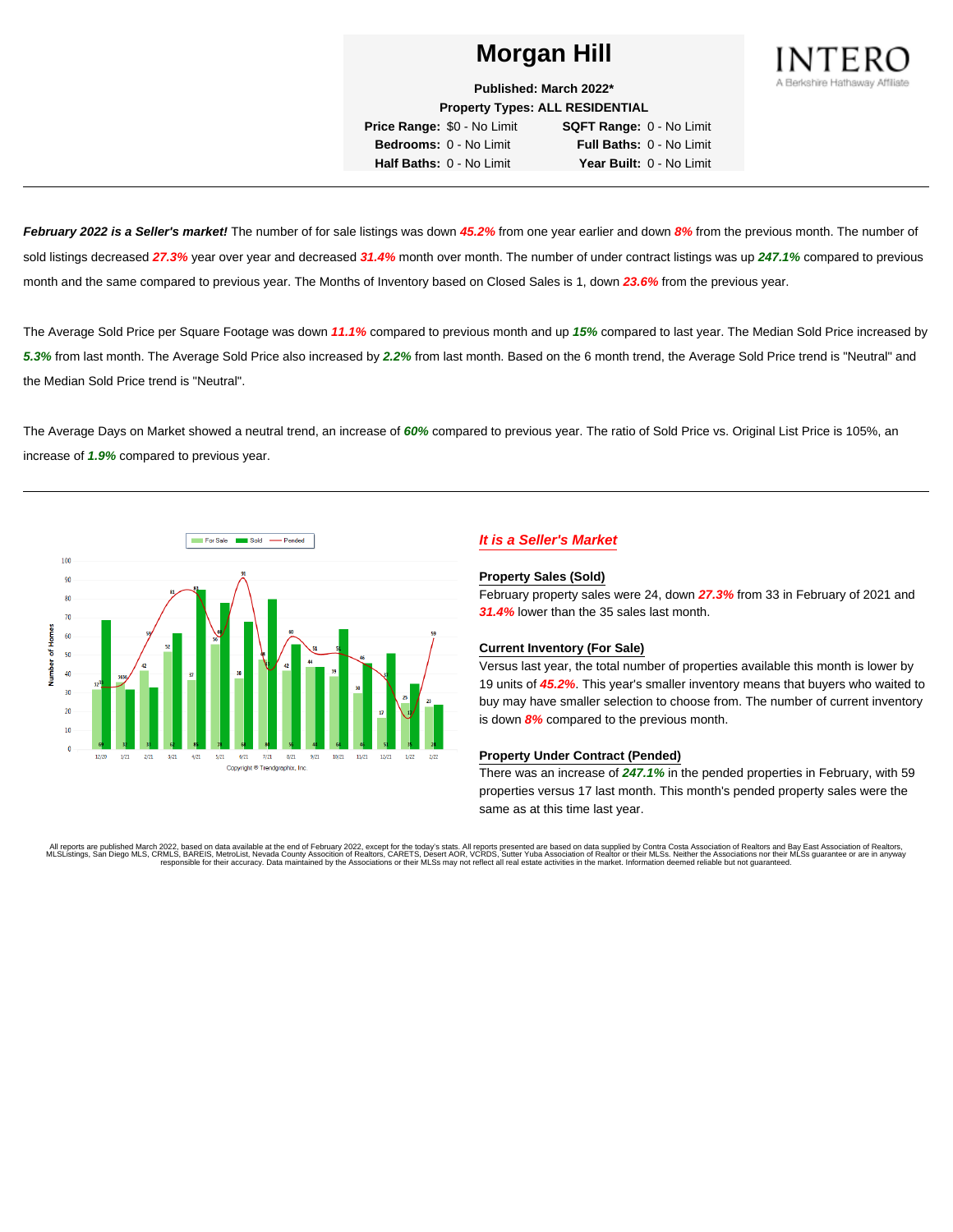# Morgan Hill

**Published: March 2022***
**Property Types: ALL RESIDENTIAL**

| | | | |
|---|---|---|---|
| **Price Range:** | $0 - No Limit | **SQFT Range:** | 0 - No Limit |
| **Bedrooms:** | 0 - No Limit | **Full Baths:** | 0 - No Limit |
| **Half Baths:** | 0 - No Limit | **Year Built:** | 0 - No Limit |

INTERO
A Berkshire Hathaway Affiliate

---

***February 2022 is a Seller's market!*** The number of for sale listings was down ***45.2%*** from one year earlier and down ***8%*** from the previous month. The number of sold listings decreased ***27.3%*** year over year and decreased ***31.4%*** month over month. The number of under contract listings was up ***247.1%*** compared to previous month and the same compared to previous year. The Months of Inventory based on Closed Sales is 1, down ***23.6%*** from the previous year.

The Average Sold Price per Square Footage was down ***11.1%*** compared to previous month and up ***15%*** compared to last year. The Median Sold Price increased by ***5.3%*** from last month. The Average Sold Price also increased by ***2.2%*** from last month. Based on the 6 month trend, the Average Sold Price trend is "Neutral" and the Median Sold Price trend is "Neutral".

The Average Days on Market showed a neutral trend, an increase of ***60%*** compared to previous year. The ratio of Sold Price vs. Original List Price is 105%, an increase of ***1.9%*** compared to previous year.

---

Copyright © Trendgraphix, Inc.

## *It is a Seller's Market*

**Property Sales (Sold)**

February property sales were 24, down ***27.3%*** from 33 in February of 2021 and ***31.4%*** lower than the 35 sales last month.

**Current Inventory (For Sale)**

Versus last year, the total number of properties available this month is lower by 19 units of ***45.2%***. This year's smaller inventory means that buyers who waited to buy may have smaller selection to choose from. The number of current inventory is down ***8%*** compared to the previous month.

**Property Under Contract (Pended)**

There was an increase of ***247.1%*** in the pended properties in February, with 59 properties versus 17 last month. This month's pended property sales were the same as at this time last year.

All reports are published March 2022, based on data available at the end of February 2022, except for the today's stats. All reports presented are based on data supplied by Contra Costa Association of Realtors and Bay East Association of Realtors, MLSListings, San Diego MLS, CRMLS, BAREIS, MetroList, Nevada County Association of Realtors, CARETS, Desert AOR, VCRDS, Sutter Yuba Association of Realtor or their MLSs. Neither the Associations nor their MLSs guarantee or are in anyway responsible for their accuracy. Data maintained by the Associations or their MLSs may not reflect all real estate activities in the market. Information deemed reliable but not guaranteed.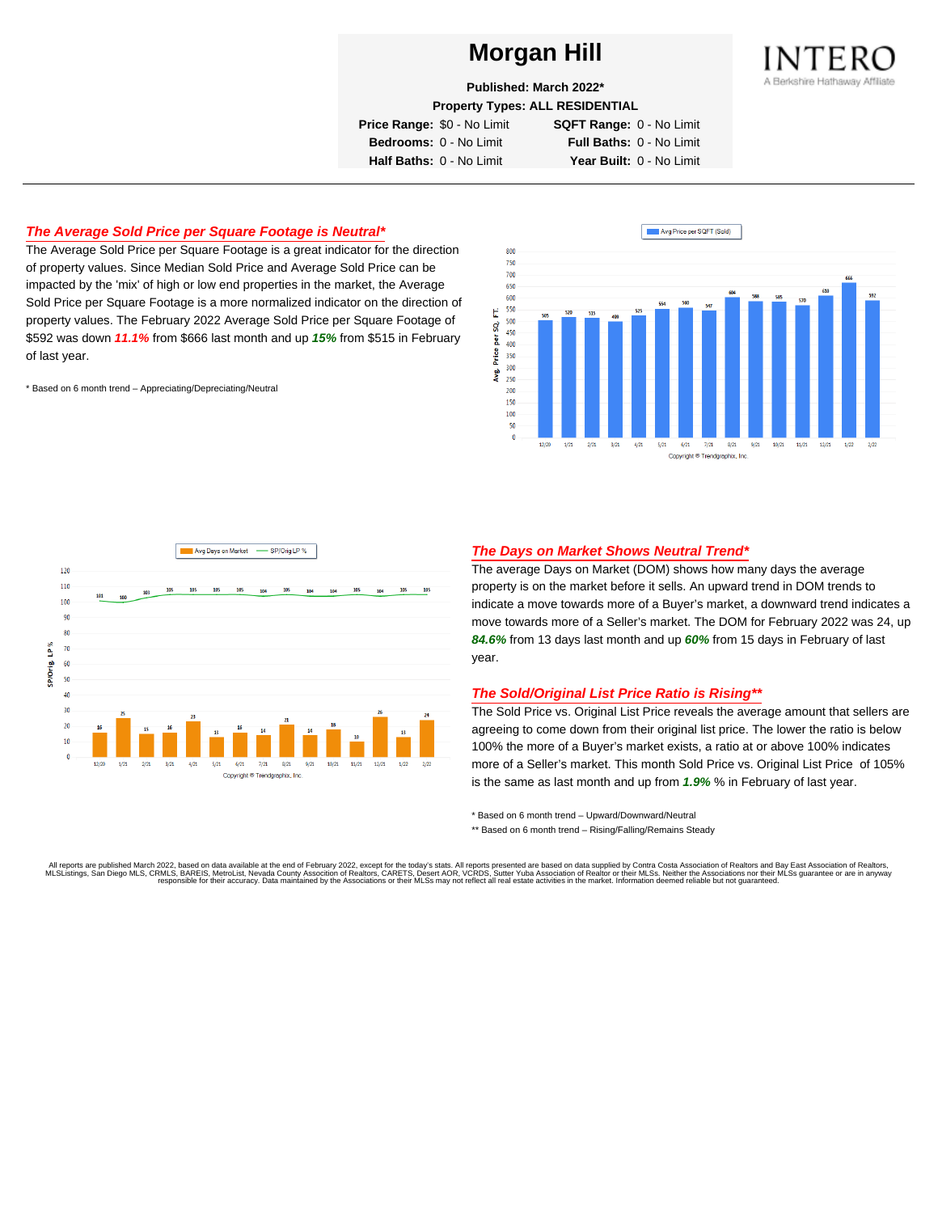# Morgan Hill

**Published: March 2022***

**Property Types: ALL RESIDENTIAL**

**Price Range:** $0 - No Limit **SQFT Range:** 0 - No Limit

**Bedrooms:** 0 - No Limit **Full Baths:** 0 - No Limit

**Half Baths:** 0 - No Limit **Year Built:** 0 - No Limit

INTERO
A Berkshire Hathaway Affiliate

---

## *The Average Sold Price per Square Footage is Neutral**

The Average Sold Price per Square Footage is a great indicator for the direction of property values. Since Median Sold Price and Average Sold Price can be impacted by the 'mix' of high or low end properties in the market, the Average Sold Price per Square Footage is a more normalized indicator on the direction of property values. The February 2022 Average Sold Price per Square Footage of $592 was down ***11.1%*** from $666 last month and up ***15%*** from $515 in February of last year.

* Based on 6 month trend – Appreciating/Depreciating/Neutral

## *The Days on Market Shows Neutral Trend**

The average Days on Market (DOM) shows how many days the average property is on the market before it sells. An upward trend in DOM trends to indicate a move towards more of a Buyer's market, a downward trend indicates a move towards more of a Seller's market. The DOM for February 2022 was 24, up ***84.6%*** from 13 days last month and up ***60%*** from 15 days in February of last year.

## *The Sold/Original List Price Ratio is Rising***

The Sold Price vs. Original List Price reveals the average amount that sellers are agreeing to come down from their original list price. The lower the ratio is below 100% the more of a Buyer's market exists, a ratio at or above 100% indicates more of a Seller's market. This month Sold Price vs. Original List Price of 105% is the same as last month and up from ***1.9%*** % in February of last year.

* Based on 6 month trend – Upward/Downward/Neutral

** Based on 6 month trend – Rising/Falling/Remains Steady

All reports are published March 2022, based on data available at the end of February 2022, except for the today's stats. All reports presented are based on data supplied by Contra Costa Association of Realtors and Bay East Association of Realtors, MLSListings, San Diego MLS, CRMLS, BAREIS, MetroList, Nevada County Association of Realtors, CARETS, Desert AOR, VCRDS, Sutter Yuba Association of Realtor or their MLSs. Neither the Associations nor their MLSs guarantee or are in anyway responsible for their accuracy. Data maintained by the Associations or their MLSs may not reflect all real estate activities in the market. Information deemed reliable but not guaranteed.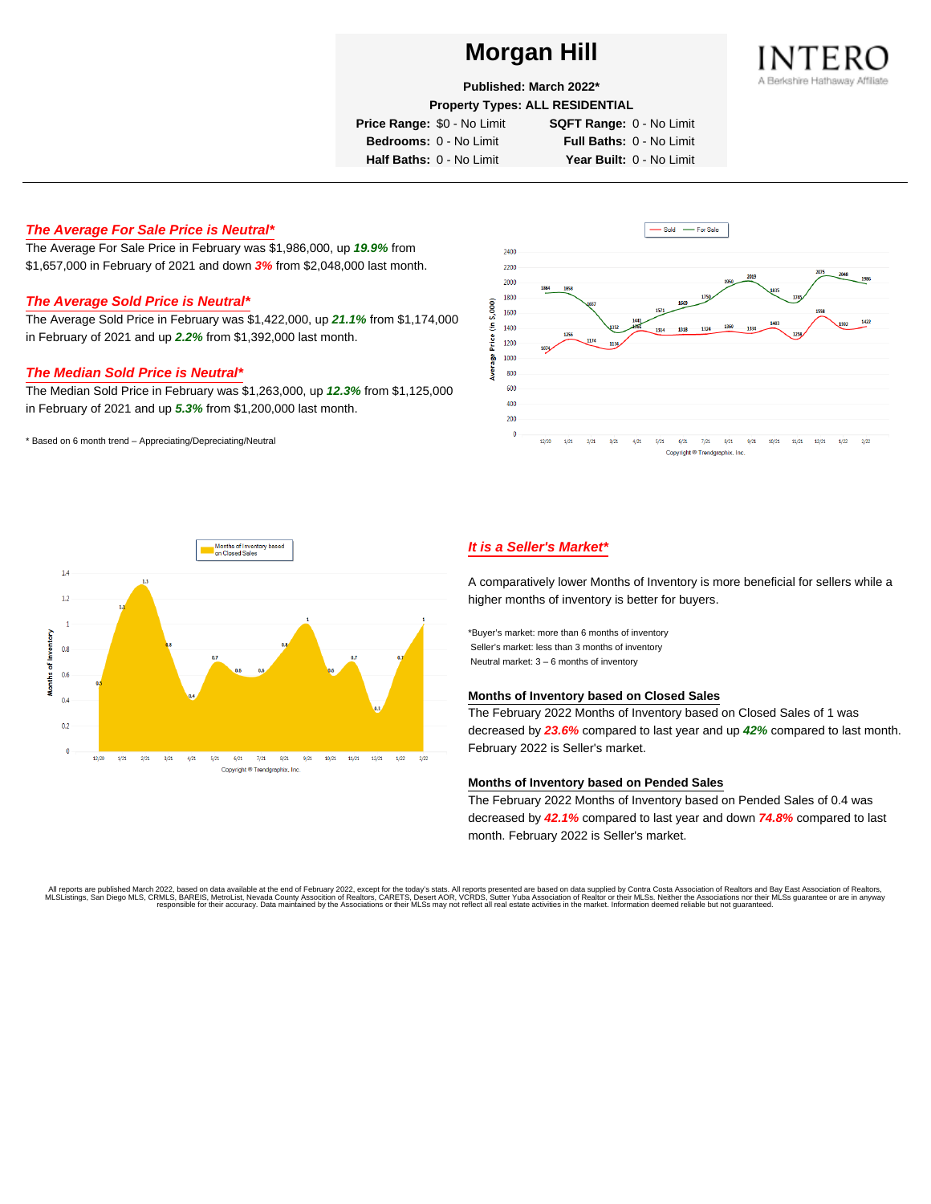# Morgan Hill

**Published: March 2022***

**Property Types: ALL RESIDENTIAL**

| | | | |
|---|---|---|---|
| **Price Range:** | $0 - No Limit | **SQFT Range:** | 0 - No Limit |
| **Bedrooms:** | 0 - No Limit | **Full Baths:** | 0 - No Limit |
| **Half Baths:** | 0 - No Limit | **Year Built:** | 0 - No Limit |

INTERO
A Berkshire Hathaway Affiliate

---

## *The Average For Sale Price is Neutral**

The Average For Sale Price in February was $1,986,000, up ***19.9%*** from $1,657,000 in February of 2021 and down ***3%*** from $2,048,000 last month.

## *The Average Sold Price is Neutral**

The Average Sold Price in February was $1,422,000, up ***21.1%*** from $1,174,000 in February of 2021 and up ***2.2%*** from $1,392,000 last month.

## *The Median Sold Price is Neutral**

The Median Sold Price in February was $1,263,000, up ***12.3%*** from $1,125,000 in February of 2021 and up ***5.3%*** from $1,200,000 last month.

* Based on 6 month trend – Appreciating/Depreciating/Neutral

## *It is a Seller's Market**

A comparatively lower Months of Inventory is more beneficial for sellers while a higher months of inventory is better for buyers.

*Buyer's market: more than 6 months of inventory
Seller's market: less than 3 months of inventory
Neutral market: 3 – 6 months of inventory

### Months of Inventory based on Closed Sales

The February 2022 Months of Inventory based on Closed Sales of 1 was decreased by ***23.6%*** compared to last year and up ***42%*** compared to last month. February 2022 is Seller's market.

### Months of Inventory based on Pended Sales

The February 2022 Months of Inventory based on Pended Sales of 0.4 was decreased by ***42.1%*** compared to last year and down ***74.8%*** compared to last month. February 2022 is Seller's market.

All reports are published March 2022, based on data available at the end of February 2022, except for the today's stats. All reports presented are based on data supplied by Contra Costa Association of Realtors and Bay East Association of Realtors, MLSListings, San Diego MLS, CRMLS, BAREIS, MetroList, Nevada County Association of Realtors, CARETS, Desert AOR, VCRDS, Sutter Yuba Association of Realtor or their MLSs. Neither the Associations nor their MLSs guarantee or are in anyway responsible for their accuracy. Data maintained by the Associations or their MLSs may not reflect all real estate activities in the market. Information deemed reliable but not guaranteed.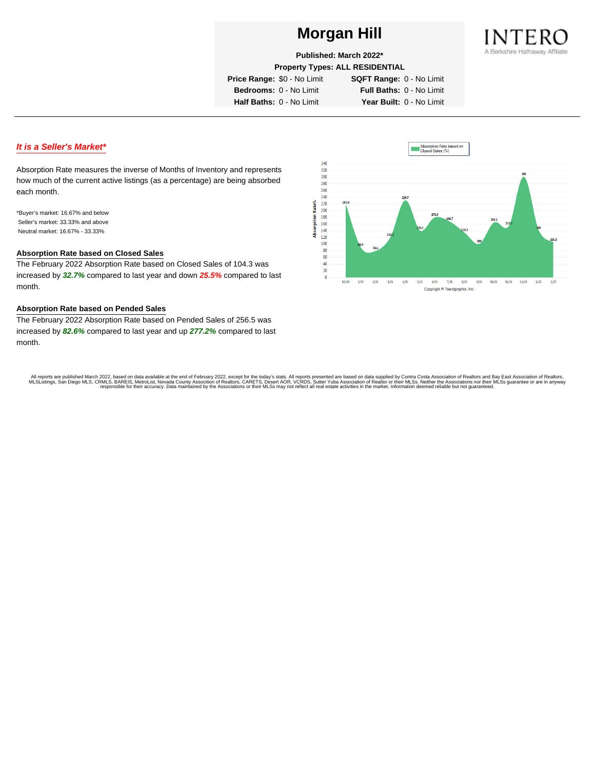# Morgan Hill

**Published: March 2022***

**Property Types: ALL RESIDENTIAL**

**Price Range:** $0 - No Limit **SQFT Range:** 0 - No Limit
**Bedrooms:** 0 - No Limit **Full Baths:** 0 - No Limit
**Half Baths:** 0 - No Limit **Year Built:** 0 - No Limit

INTERO
A Berkshire Hathaway Affiliate

## *It is a Seller's Market**

Absorption Rate measures the inverse of Months of Inventory and represents how much of the current active listings (as a percentage) are being absorbed each month.

*Buyer's market: 16.67% and below
Seller's market: 33.33% and above
Neutral market: 16.67% - 33.33%

Absorption Rate based on Closed Sales (%)

Absorption Rate%

0
20
40
60
80
100
120
140
160
180
200
220
240
260
280
300
320
340

215.6
68.9
78.6
110.2
229.7
135.1
178.3
166.7
119.5
100
164.1
155.5
300
140
104.3

12/20 1/21 2/21 3/21 4/21 5/21 6/21 7/21 8/21 9/21 10/21 11/21 12/21 1/22 2/22

Copyright © Trendgraphix, Inc.

### Absorption Rate based on Closed Sales

The February 2022 Absorption Rate based on Closed Sales of 104.3 was increased by ***32.7%*** compared to last year and down ***25.5%*** compared to last month.

### Absorption Rate based on Pended Sales

The February 2022 Absorption Rate based on Pended Sales of 256.5 was increased by ***82.6%*** compared to last year and up ***277.2%*** compared to last month.

All reports are published March 2022, based on data available at the end of February 2022, except for the today's stats. All reports presented are based on data supplied by Contra Costa Association of Realtors and Bay East Association of Realtors, MLSListings, San Diego MLS, CRMLS, BAREIS, MetroList, Nevada County Assocition of Realtors, CARETS, Desert AOR, VCRDS, Sutter Yuba Association of Realtor or their MLSs. Neither the Associations nor their MLSs guarantee or are in anyway responsible for their accuracy. Data maintained by the Associations or their MLSs may not reflect all real estate activities in the market. Information deemed reliable but not guaranteed.